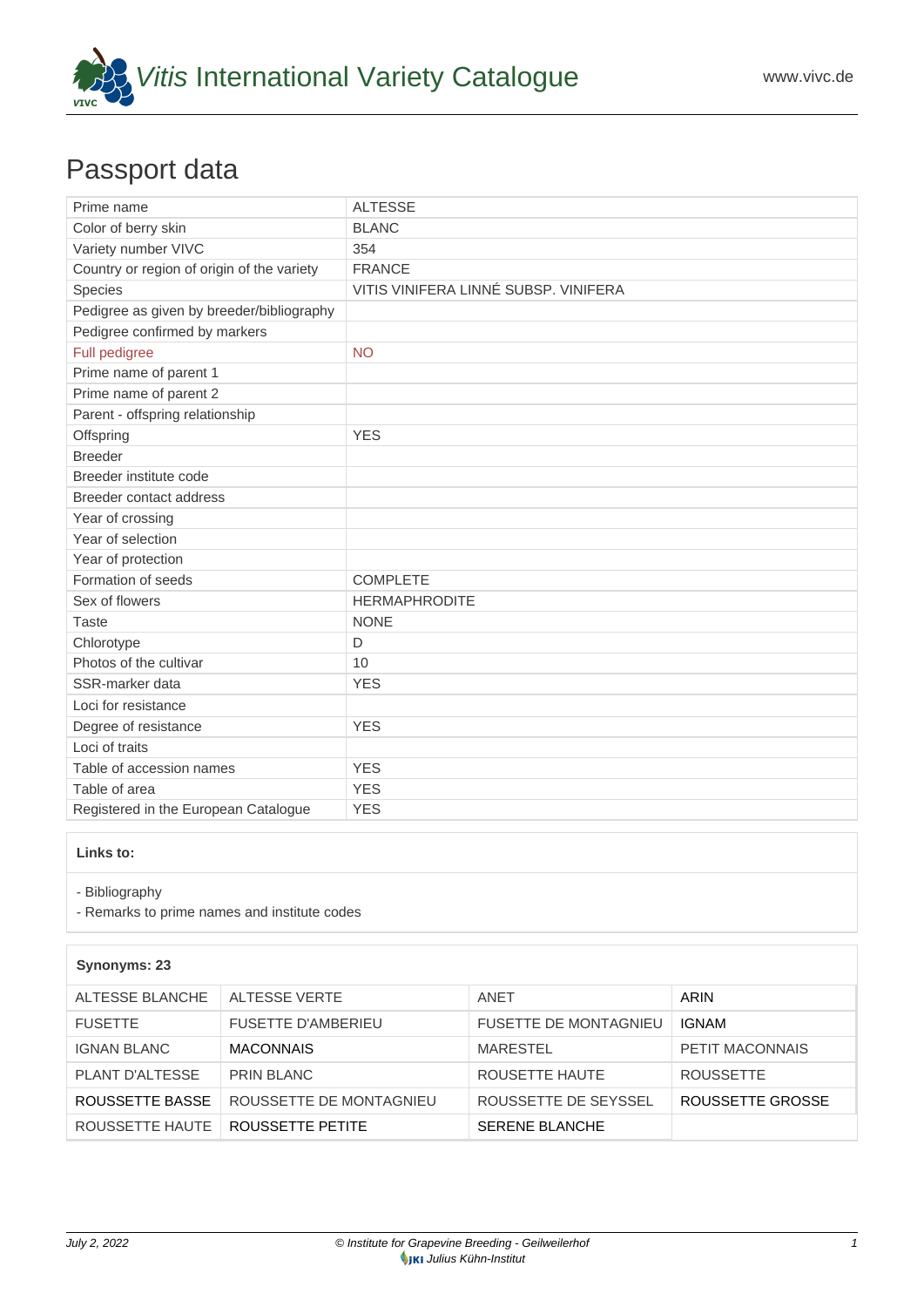# *Vitis* International Variety Catalogue

www.vivc.de

## Passport data

| Prime name | ALTESSE |
|---|---|
| Color of berry skin | BLANC |
| Variety number VIVC | 354 |
| Country or region of origin of the variety | FRANCE |
| Species | VITIS VINIFERA LINNÉ SUBSP. VINIFERA |
| Pedigree as given by breeder/bibliography | |
| Pedigree confirmed by markers | |
| Full pedigree | NO |
| Prime name of parent 1 | |
| Prime name of parent 2 | |
| Parent - offspring relationship | |
| Offspring | YES |
| Breeder | |
| Breeder institute code | |
| Breeder contact address | |
| Year of crossing | |
| Year of selection | |
| Year of protection | |
| Formation of seeds | COMPLETE |
| Sex of flowers | HERMAPHRODITE |
| Taste | NONE |
| Chlorotype | D |
| Photos of the cultivar | 10 |
| SSR-marker data | YES |
| Loci for resistance | |
| Degree of resistance | YES |
| Loci of traits | |
| Table of accession names | YES |
| Table of area | YES |
| Registered in the European Catalogue | YES |

**Links to:**

- Bibliography
- Remarks to prime names and institute codes

**Synonyms: 23**

| | | | |
|---|---|---|---|
| ALTESSE BLANCHE | ALTESSE VERTE | ANET | ARIN |
| FUSETTE | FUSETTE D'AMBERIEU | FUSETTE DE MONTAGNIEU | IGNAM |
| IGNAN BLANC | MACONNAIS | MARESTEL | PETIT MACONNAIS |
| PLANT D'ALTESSE | PRIN BLANC | ROUSETTE HAUTE | ROUSSETTE |
| ROUSSETTE BASSE | ROUSSETTE DE MONTAGNIEU | ROUSSETTE DE SEYSSEL | ROUSSETTE GROSSE |
| ROUSSETTE HAUTE | ROUSSETTE PETITE | SERENE BLANCHE | |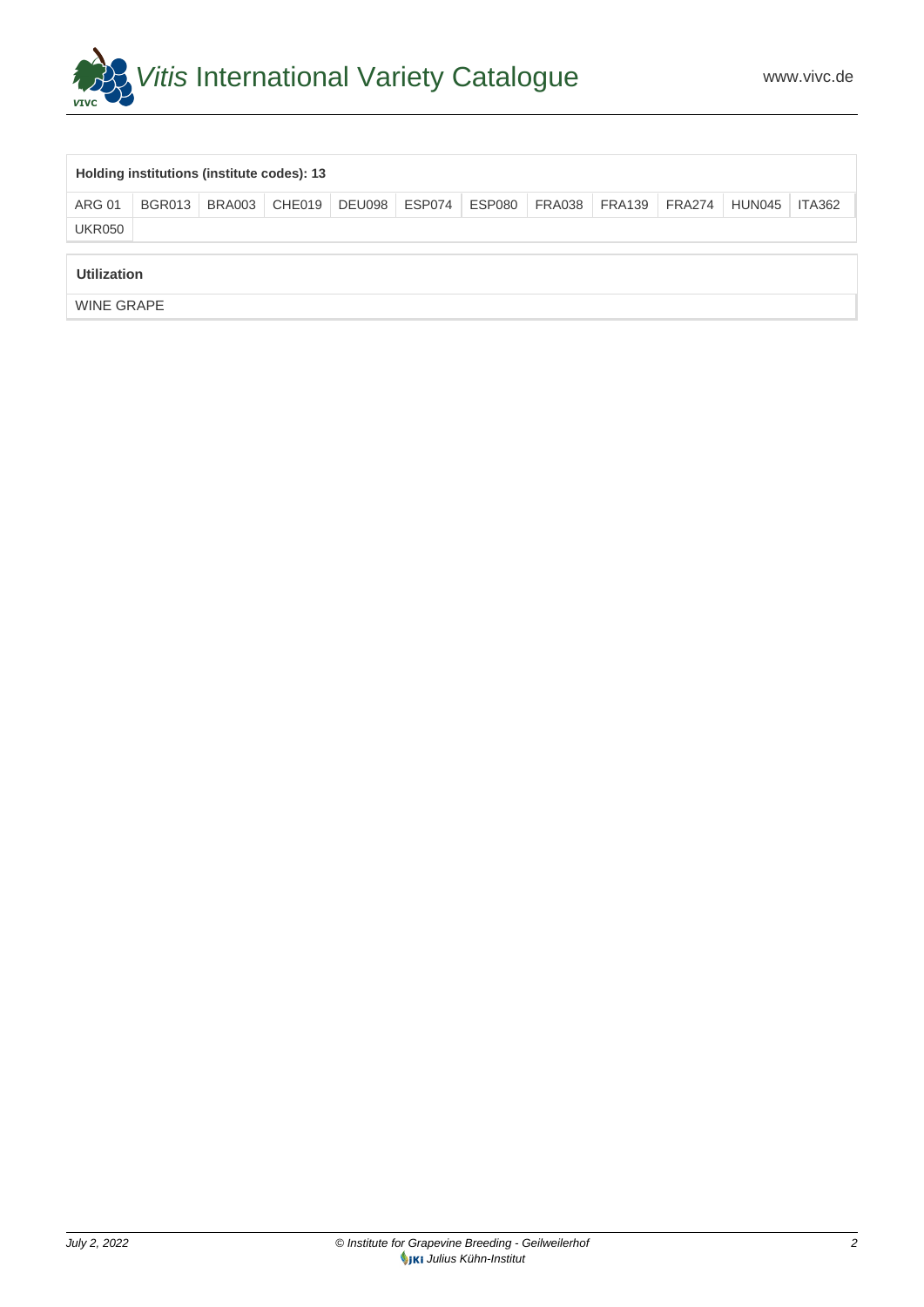| Holding institutions (institute codes): 13 | | | | | | | | | | | |
|---|---|---|---|---|---|---|---|---|---|---|---|
| ARG 01 | BGR013 | BRA003 | CHE019 | DEU098 | ESP074 | ESP080 | FRA038 | FRA139 | FRA274 | HUN045 | ITA362 |
| UKR050 | | | | | | | | | | | |

| Utilization |
|---|
| WINE GRAPE |